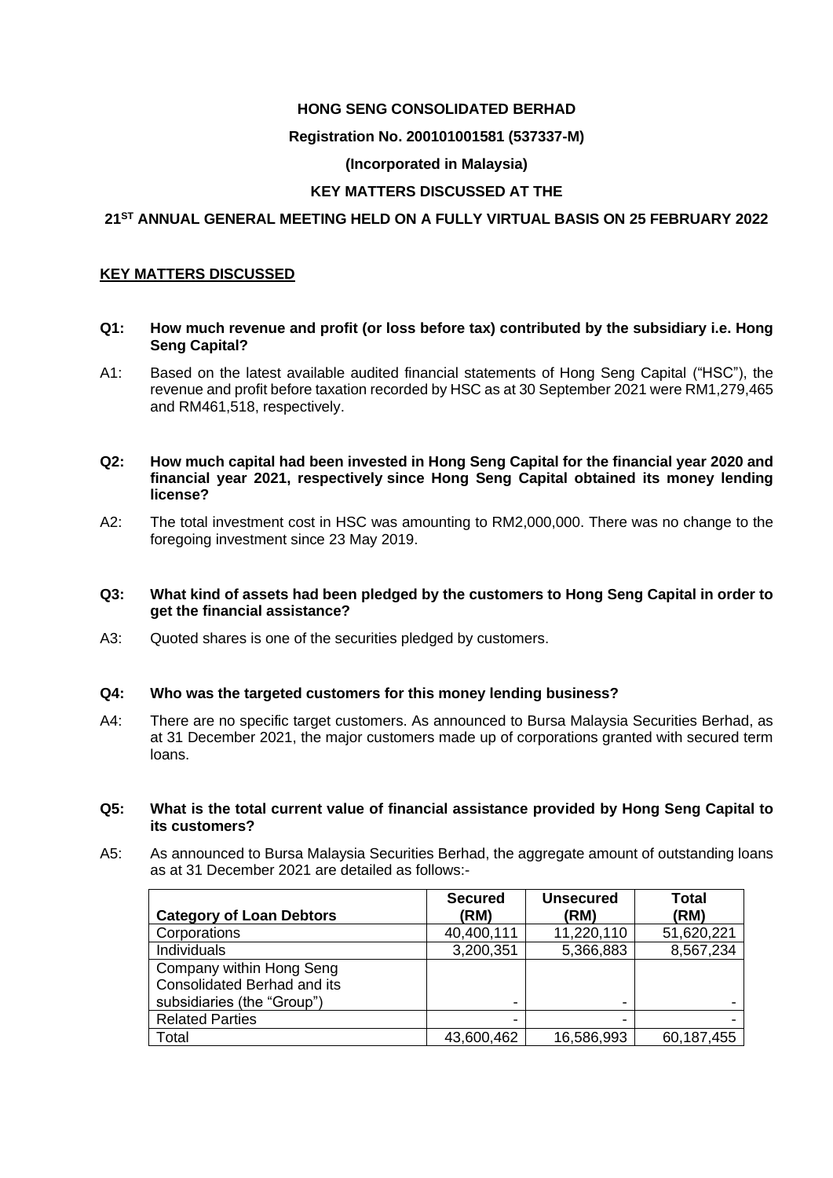**HONG SENG CONSOLIDATED BERHAD**

**Registration No. 200101001581 (537337-M)**

**(Incorporated in Malaysia)**

**KEY MATTERS DISCUSSED AT THE**

**21ST ANNUAL GENERAL MEETING HELD ON A FULLY VIRTUAL BASIS ON 25 FEBRUARY 2022**

## KEY MATTERS DISCUSSED

**Q1: How much revenue and profit (or loss before tax) contributed by the subsidiary i.e. Hong Seng Capital?**

A1: Based on the latest available audited financial statements of Hong Seng Capital ("HSC"), the revenue and profit before taxation recorded by HSC as at 30 September 2021 were RM1,279,465 and RM461,518, respectively.

**Q2: How much capital had been invested in Hong Seng Capital for the financial year 2020 and financial year 2021, respectively since Hong Seng Capital obtained its money lending license?**

A2: The total investment cost in HSC was amounting to RM2,000,000. There was no change to the foregoing investment since 23 May 2019.

**Q3: What kind of assets had been pledged by the customers to Hong Seng Capital in order to get the financial assistance?**

A3: Quoted shares is one of the securities pledged by customers.

**Q4: Who was the targeted customers for this money lending business?**

A4: There are no specific target customers. As announced to Bursa Malaysia Securities Berhad, as at 31 December 2021, the major customers made up of corporations granted with secured term loans.

**Q5: What is the total current value of financial assistance provided by Hong Seng Capital to its customers?**

A5: As announced to Bursa Malaysia Securities Berhad, the aggregate amount of outstanding loans as at 31 December 2021 are detailed as follows:-

| Category of Loan Debtors | Secured (RM) | Unsecured (RM) | Total (RM) |
|---|---|---|---|
| Corporations | 40,400,111 | 11,220,110 | 51,620,221 |
| Individuals | 3,200,351 | 5,366,883 | 8,567,234 |
| Company within Hong Seng Consolidated Berhad and its subsidiaries (the "Group") | - | - | - |
| Related Parties | - | - | - |
| Total | 43,600,462 | 16,586,993 | 60,187,455 |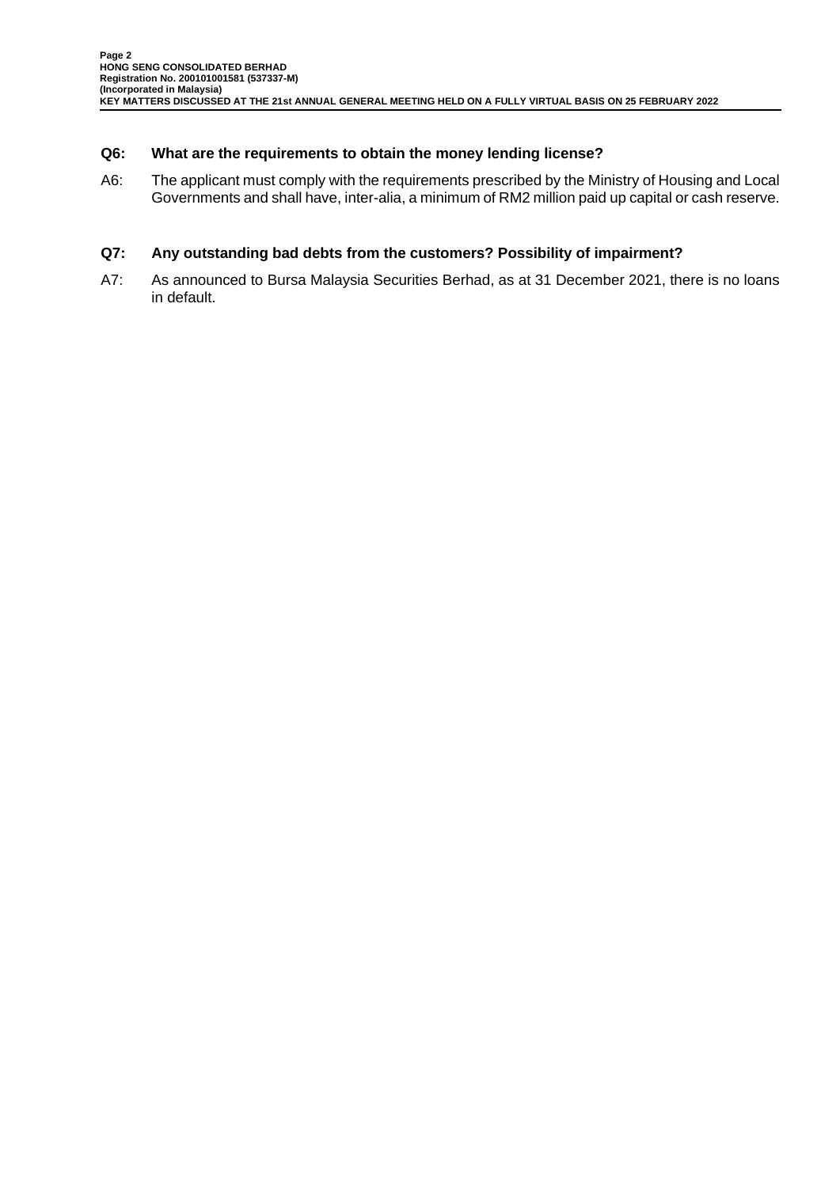**Q6: What are the requirements to obtain the money lending license?**

A6: The applicant must comply with the requirements prescribed by the Ministry of Housing and Local Governments and shall have, inter-alia, a minimum of RM2 million paid up capital or cash reserve.

**Q7: Any outstanding bad debts from the customers? Possibility of impairment?**

A7: As announced to Bursa Malaysia Securities Berhad, as at 31 December 2021, there is no loans in default.